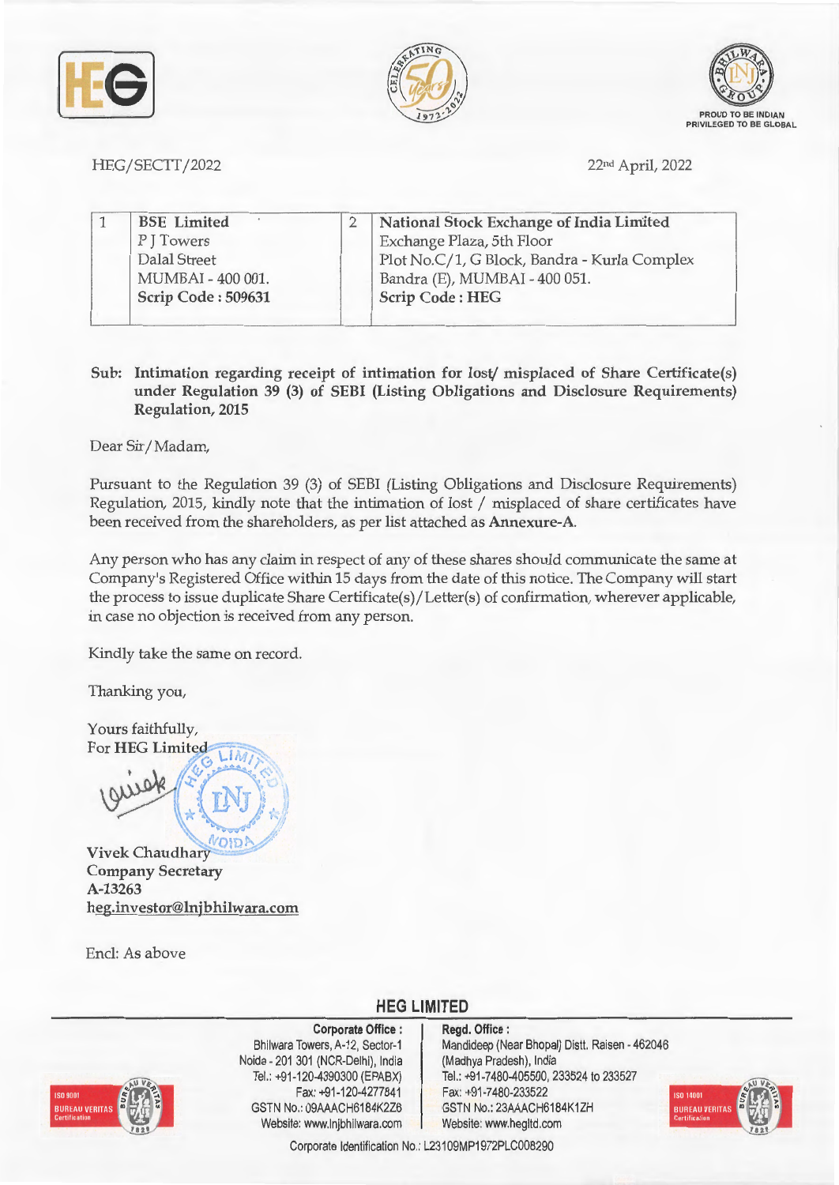HEG/SECTT/2022

22nd April, 2022

| 1 | BSE Limited<br>P J Towers<br>Dalal Street<br>MUMBAI - 400 001.<br>**Scrip Code : 509631** | 2 | **National Stock Exchange of India Limited**<br>Exchange Plaza, 5th Floor<br>Plot No.C/1, G Block, Bandra - Kurla Complex<br>Bandra (E), MUMBAI - 400 051.<br>**Scrip Code : HEG** |
|---|---|---|---|

**Sub: Intimation regarding receipt of intimation for lost/ misplaced of Share Certificate(s) under Regulation 39 (3) of SEBI (Listing Obligations and Disclosure Requirements) Regulation, 2015**

Dear Sir/Madam,

Pursuant to the Regulation 39 (3) of SEBI (Listing Obligations and Disclosure Requirements) Regulation, 2015, kindly note that the intimation of lost / misplaced of share certificates have been received from the shareholders, as per list attached as **Annexure-A**.

Any person who has any claim in respect of any of these shares should communicate the same at Company's Registered Office within 15 days from the date of this notice. The Company will start the process to issue duplicate Share Certificate(s)/Letter(s) of confirmation, wherever applicable, in case no objection is received from any person.

Kindly take the same on record.

Thanking you,

Yours faithfully,
For **HEG Limited**

**Vivek Chaudhary**
**Company Secretary**
**A-13263**
**heg.investor@lnjbhilwara.com**

Encl: As above

**HEG LIMITED**

**Corporate Office :**
Bhilwara Towers, A-12, Sector-1
Noida - 201 301 (NCR-Delhi), India
Tel.: +91-120-4390300 (EPABX)
Fax: +91-120-4277841
GSTN No.: 09AAACH6184K2Z6
Website: www.lnjbhilwara.com

**Regd. Office :**
Mandideep (Near Bhopal) Distt. Raisen - 462046
(Madhya Pradesh), India
Tel.: +91-7480-405500, 233524 to 233527
Fax: +91-7480-233522
GSTN No.: 23AAACH6184K1ZH
Website: www.hegltd.com

Corporate Identification No.: L23109MP1972PLC008290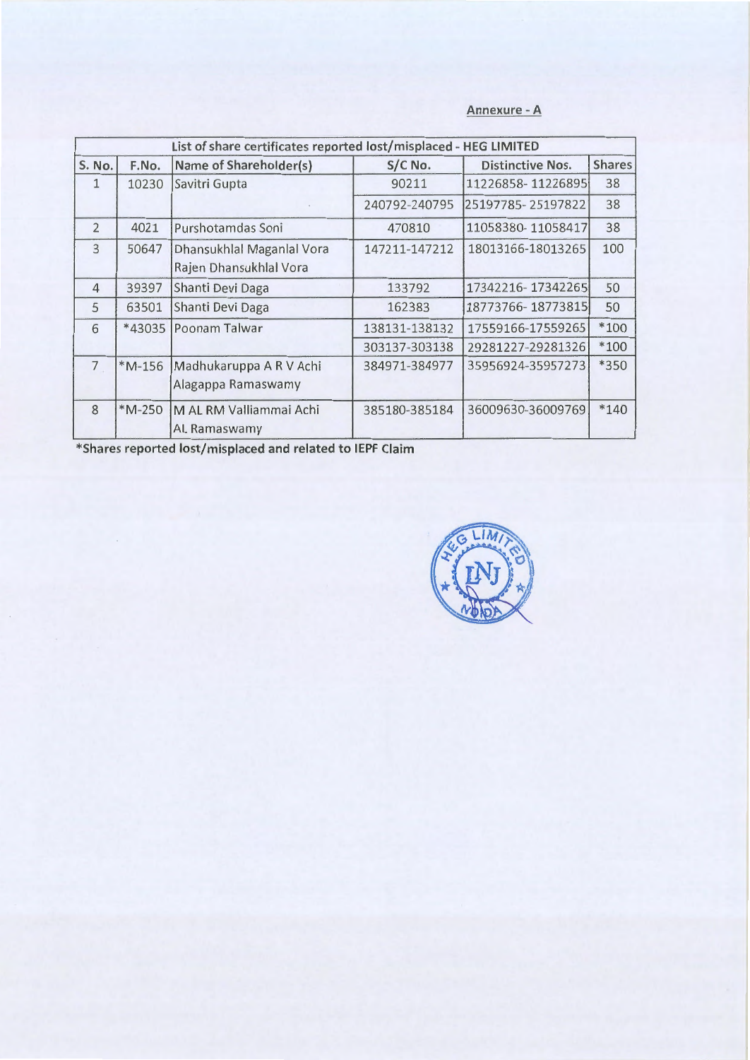<u>Annexure - A</u>

| List of share certificates reported lost/misplaced - HEG LIMITED | | | | | |
|---|---|---|---|---|---|
| S. No. | F.No. | Name of Shareholder(s) | S/C No. | Distinctive Nos. | Shares |
| 1 | 10230 | Savitri Gupta | 90211 | 11226858- 11226895 | 38 |
| | | | 240792-240795 | 25197785- 25197822 | 38 |
| 2 | 4021 | Purshotamdas Soni | 470810 | 11058380- 11058417 | 38 |
| 3 | 50647 | Dhansukhlal Maganlal Vora<br>Rajen Dhansukhlal Vora | 147211-147212 | 18013166-18013265 | 100 |
| 4 | 39397 | Shanti Devi Daga | 133792 | 17342216- 17342265 | 50 |
| 5 | 63501 | Shanti Devi Daga | 162383 | 18773766- 18773815 | 50 |
| 6 | *43035 | Poonam Talwar | 138131-138132 | 17559166-17559265 | *100 |
| | | | 303137-303138 | 29281227-29281326 | *100 |
| 7 | *M-156 | Madhukaruppa A R V Achi<br>Alagappa Ramaswamy | 384971-384977 | 35956924-35957273 | *350 |
| 8 | *M-250 | M AL RM Valliammai Achi<br>AL Ramaswamy | 385180-385184 | 36009630-36009769 | *140 |

**\*Shares reported lost/misplaced and related to IEPF Claim**